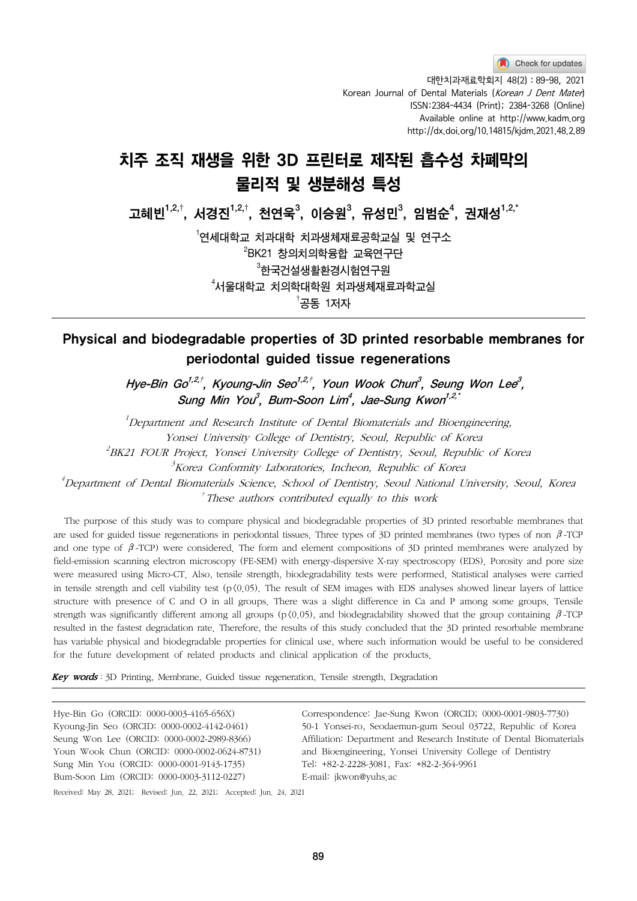# 치주 조직 재생을 위한 3D 프린터로 제작된 흡수성 차폐막의 물리적 및 생분해성 특성

**고혜빈[1,2,†], 서경진[1,2,†], 천연욱[3], 이승원[3], 유성민[3], 임범순[4], 권재성[1,2,*]**

[1]연세대학교 치과대학 치과생체재료공학교실 및 연구소
[2]BK21 창의치의학융합 교육연구단
[3]한국건설생활환경시험연구원
[4]서울대학교 치의학대학원 치과생체재료과학교실
[†]공동 1저자

## Physical and biodegradable properties of 3D printed resorbable membranes for periodontal guided tissue regenerations

***Hye-Bin Go[1,2,†], Kyoung-Jin Seo[1,2,†], Youn Wook Chun[3], Seung Won Lee[3], Sung Min You[3], Bum-Soon Lim[4], Jae-Sung Kwon[1,2,*]***

*[1]Department and Research Institute of Dental Biomaterials and Bioengineering, Yonsei University College of Dentistry, Seoul, Republic of Korea*
*[2]BK21 FOUR Project, Yonsei University College of Dentistry, Seoul, Republic of Korea*
*[3]Korea Conformity Laboratories, Incheon, Republic of Korea*
*[4]Department of Dental Biomaterials Science, School of Dentistry, Seoul National University, Seoul, Korea*
*[†]These authors contributed equally to this work*

The purpose of this study was to compare physical and biodegradable properties of 3D printed resorbable membranes that are used for guided tissue regenerations in periodontal tissues. Three types of 3D printed membranes (two types of non β-TCP and one type of β-TCP) were considered. The form and element compositions of 3D printed membranes were analyzed by field-emission scanning electron microscopy (FE-SEM) with energy-dispersive X-ray spectroscopy (EDS). Porosity and pore size were measured using Micro-CT. Also, tensile strength, biodegradability tests were performed. Statistical analyses were carried in tensile strength and cell viability test ($p<0.05$). The result of SEM images with EDS analyses showed linear layers of lattice structure with presence of C and O in all groups. There was a slight difference in Ca and P among some groups. Tensile strength was significantly different among all groups ($p<0.05$), and biodegradability showed that the group containing β-TCP resulted in the fastest degradation rate. Therefore, the results of this study concluded that the 3D printed resorbable membrane has variable physical and biodegradable properties for clinical use, where such information would be useful to be considered for the future development of related products and clinical application of the products.

***Key words*** : 3D Printing, Membrane, Guided tissue regeneration, Tensile strength, Degradation

Hye-Bin Go (ORCID: 0000-0003-4165-656X)
Kyoung-Jin Seo (ORCID: 0000-0002-4142-0461)
Seung Won Lee (ORCID: 0000-0002-2989-8366)
Youn Wook Chun (ORCID: 0000-0002-0624-8731)
Sung Min You (ORCID: 0000-0001-9143-1735)
Bum-Soon Lim (ORCID: 0000-0003-3112-0227)

Correspondence: Jae-Sung Kwon (ORCID; 0000-0001-9803-7730)
50-1 Yonsei-ro, Seodaemun-gum Seoul 03722, Republic of Korea
Affiliation: Department and Research Institute of Dental Biomaterials and Bioengineering, Yonsei University College of Dentistry
Tel: +82-2-2228-3081, Fax: +82-2-364-9961
E-mail: jkwon@yuhs.ac

Received: May 28, 2021; Revised: Jun. 22, 2021; Accepted: Jun. 24, 2021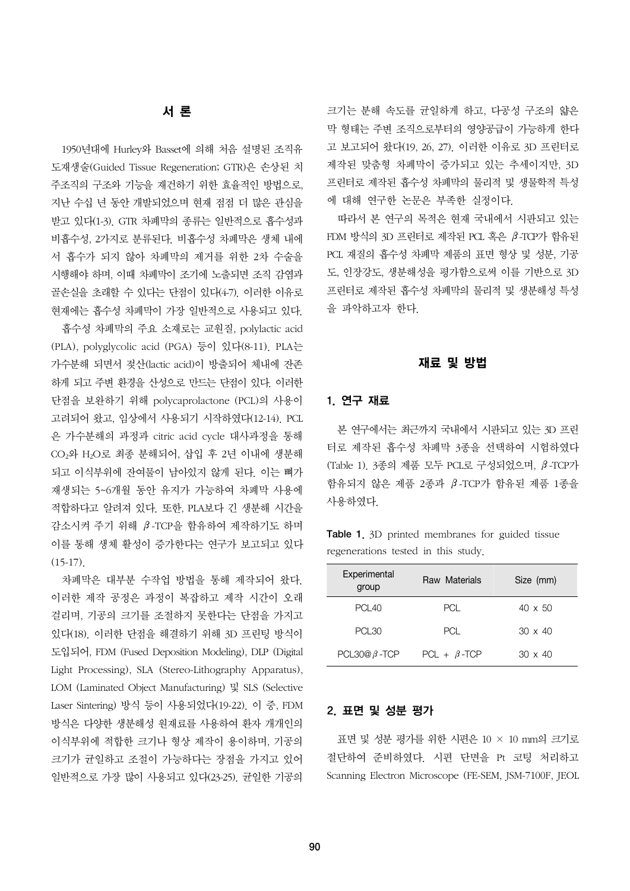## 서 론

1950년대에 Hurley와 Basset에 의해 처음 설명된 조직유도재생술(Guided Tissue Regeneration; GTR)은 손상된 치주조직의 구조와 기능을 재건하기 위한 효율적인 방법으로, 지난 수십 년 동안 개발되었으며 현재 점점 더 많은 관심을 받고 있다(1-3). GTR 차폐막의 종류는 일반적으로 흡수성과 비흡수성, 2가지로 분류된다. 비흡수성 차폐막은 생체 내에서 흡수가 되지 않아 차폐막의 제거를 위한 2차 수술을 시행해야 하며, 이때 차폐막이 조기에 노출되면 조직 감염과 골손실을 초래할 수 있다는 단점이 있다(4-7). 이러한 이유로 현재에는 흡수성 차폐막이 가장 일반적으로 사용되고 있다.

흡수성 차폐막의 주요 소재로는 교원질, polylactic acid (PLA), polyglycolic acid (PGA) 등이 있다(8-11). PLA는 가수분해 되면서 젖산(lactic acid)이 방출되어 체내에 잔존하게 되고 주변 환경을 산성으로 만드는 단점이 있다. 이러한 단점을 보완하기 위해 polycaprolactone (PCL)의 사용이 고려되어 왔고, 임상에서 사용되기 시작하였다(12-14). PCL은 가수분해의 과정과 citric acid cycle 대사과정을 통해 $CO_2$와 $H_2O$로 최종 분해되어, 삽입 후 2년 이내에 생분해되고 이식부위에 잔여물이 남아있지 않게 된다. 이는 뼈가 재생되는 5~6개월 동안 유지가 가능하여 차폐막 사용에 적합하다고 알려져 있다. 또한, PLA보다 긴 생분해 시간을 감소시켜 주기 위해 β-TCP을 함유하여 제작하기도 하며 이를 통해 생체 활성이 증가한다는 연구가 보고되고 있다(15-17).

차폐막은 대부분 수작업 방법을 통해 제작되어 왔다. 이러한 제작 공정은 과정이 복잡하고 제작 시간이 오래 걸리며, 기공의 크기를 조절하지 못한다는 단점을 가지고 있다(18). 이러한 단점을 해결하기 위해 3D 프린팅 방식이 도입되어, FDM (Fused Deposition Modeling), DLP (Digital Light Processing), SLA (Stereo-Lithography Apparatus), LOM (Laminated Object Manufacturing) 및 SLS (Selective Laser Sintering) 방식 등이 사용되었다(19-22). 이 중, FDM 방식은 다양한 생분해성 원재료를 사용하여 환자 개개인의 이식부위에 적합한 크기나 형상 제작이 용이하며, 기공의 크기가 균일하고 조절이 가능하다는 장점을 가지고 있어 일반적으로 가장 많이 사용되고 있다(23-25). 균일한 기공의 크기는 분해 속도를 균일하게 하고, 다공성 구조의 얇은 막 형태는 주변 조직으로부터의 영양공급이 가능하게 한다고 보고되어 왔다(19, 26, 27). 이러한 이유로 3D 프린터로 제작된 맞춤형 차폐막이 증가되고 있는 추세이지만, 3D 프린터로 제작된 흡수성 차폐막의 물리적 및 생물학적 특성에 대해 연구한 논문은 부족한 실정이다.

따라서 본 연구의 목적은 현재 국내에서 시판되고 있는 FDM 방식의 3D 프린터로 제작된 PCL 혹은 β-TCP가 함유된 PCL 재질의 흡수성 차폐막 제품의 표면 형상 및 성분, 기공도, 인장강도, 생분해성을 평가함으로써 이를 기반으로 3D 프린터로 제작된 흡수성 차폐막의 물리적 및 생분해성 특성을 파악하고자 한다.

## 재료 및 방법

### 1. 연구 재료

본 연구에서는 최근까지 국내에서 시판되고 있는 3D 프린터로 제작된 흡수성 차폐막 3종을 선택하여 시험하였다 (Table 1). 3종의 제품 모두 PCL로 구성되었으며, β-TCP가 함유되지 않은 제품 2종과 β-TCP가 함유된 제품 1종을 사용하였다.

**Table 1.** 3D printed membranes for guided tissue regenerations tested in this study.

| Experimental group | Raw Materials | Size (mm) |
|---|---|---|
| PCL40 | PCL | 40 x 50 |
| PCL30 | PCL | 30 x 40 |
| PCL30@β-TCP | PCL + β-TCP | 30 x 40 |

### 2. 표면 및 성분 평가

표면 및 성분 평가를 위한 시편은 10 × 10 mm의 크기로 절단하여 준비하였다. 시편 단면을 Pt 코팅 처리하고 Scanning Electron Microscope (FE-SEM, JSM-7100F, JEOL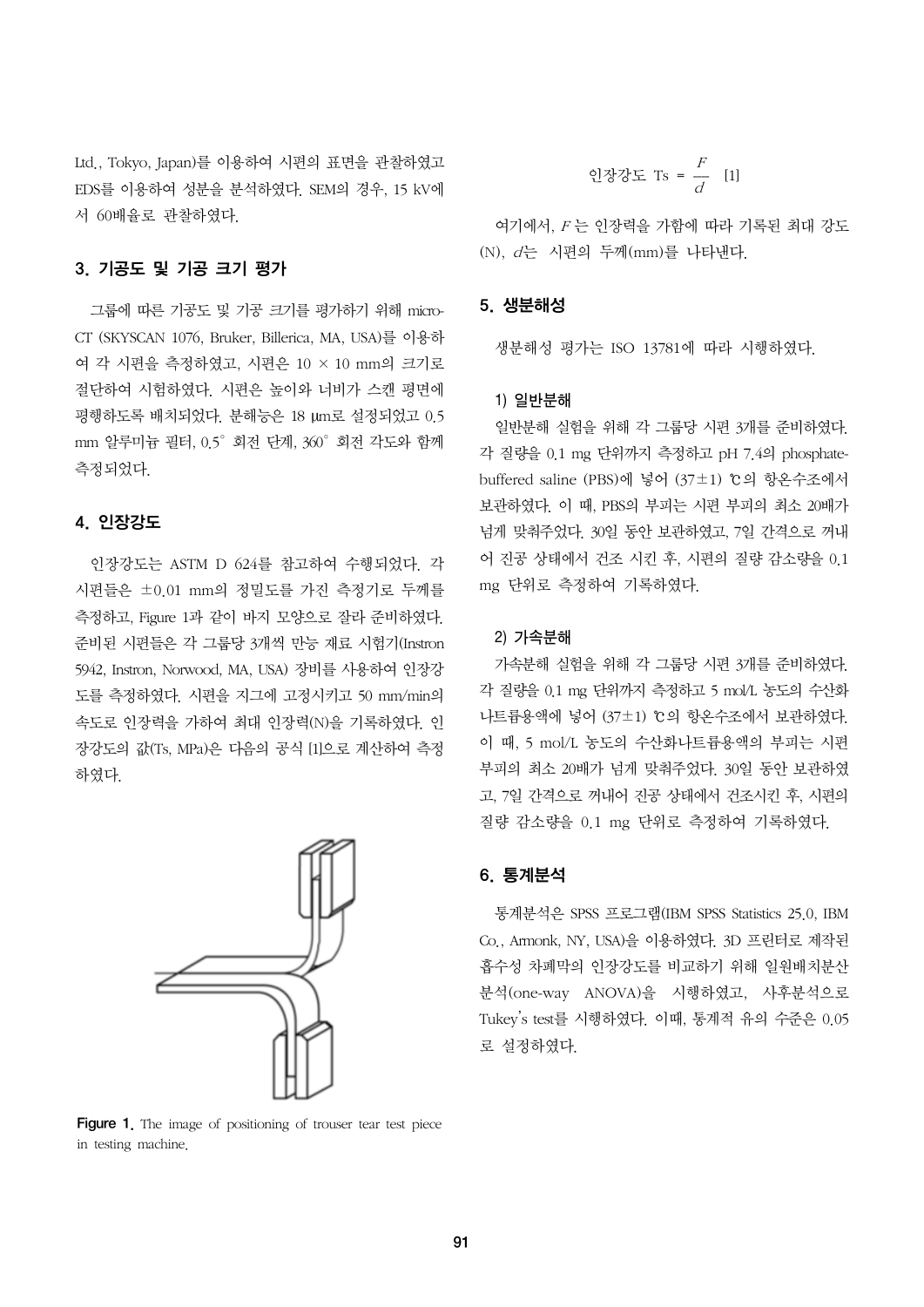Ltd., Tokyo, Japan)를 이용하여 시편의 표면을 관찰하였고 EDS를 이용하여 성분을 분석하였다. SEM의 경우, 15 kV에서 60배율로 관찰하였다.

### 3. 기공도 및 기공 크기 평가

그룹에 따른 기공도 및 기공 크기를 평가하기 위해 micro-CT (SKYSCAN 1076, Bruker, Billerica, MA, USA)를 이용하여 각 시편을 측정하였고, 시편은 10 × 10 mm의 크기로 절단하여 시험하였다. 시편은 높이와 너비가 스캔 평면에 평행하도록 배치되었다. 분해능은 18 μm로 설정되었고 0.5 mm 알루미늄 필터, 0.5° 회전 단계, 360° 회전 각도와 함께 측정되었다.

### 4. 인장강도

인장강도는 ASTM D 624를 참고하여 수행되었다. 각 시편들은 ±0.01 mm의 정밀도를 가진 측정기로 두께를 측정하고, Figure 1과 같이 바지 모양으로 잘라 준비하였다. 준비된 시편들은 각 그룹당 3개씩 만능 재료 시험기(Instron 5942, Instron, Norwood, MA, USA) 장비를 사용하여 인장강도를 측정하였다. 시편을 지그에 고정시키고 50 mm/min의 속도로 인장력을 가하여 최대 인장력(N)을 기록하였다. 인장강도의 값(Ts, MPa)은 다음의 공식 [1]으로 계산하여 측정하였다.

Figure 1. The image of positioning of trouser tear test piece in testing machine.

$$\text{인장강도 Ts} = \frac{F}{d} \quad [1]$$

여기에서, $F$는 인장력을 가함에 따라 기록된 최대 강도(N), $d$는 시편의 두께(mm)를 나타낸다.

### 5. 생분해성

생분해성 평가는 ISO 13781에 따라 시행하였다.

#### 1) 일반분해

일반분해 실험을 위해 각 그룹당 시편 3개를 준비하였다. 각 질량을 0.1 mg 단위까지 측정하고 pH 7.4의 phosphate-buffered saline (PBS)에 넣어 (37±1) ℃의 항온수조에서 보관하였다. 이 때, PBS의 부피는 시편 부피의 최소 20배가 넘게 맞춰주었다. 30일 동안 보관하였고, 7일 간격으로 꺼내어 진공 상태에서 건조 시킨 후, 시편의 질량 감소량을 0.1 mg 단위로 측정하여 기록하였다.

#### 2) 가속분해

가속분해 실험을 위해 각 그룹당 시편 3개를 준비하였다. 각 질량을 0.1 mg 단위까지 측정하고 5 mol/L 농도의 수산화나트륨용액에 넣어 (37±1) ℃의 항온수조에서 보관하였다. 이 때, 5 mol/L 농도의 수산화나트륨용액의 부피는 시편 부피의 최소 20배가 넘게 맞춰주었다. 30일 동안 보관하였고, 7일 간격으로 꺼내어 진공 상태에서 건조시킨 후, 시편의 질량 감소량을 0.1 mg 단위로 측정하여 기록하였다.

### 6. 통계분석

통계분석은 SPSS 프로그램(IBM SPSS Statistics 25.0, IBM Co., Armonk, NY, USA)을 이용하였다. 3D 프린터로 제작된 흡수성 차폐막의 인장강도를 비교하기 위해 일원배치분산분석(one-way ANOVA)을 시행하였고, 사후분석으로 Tukey's test를 시행하였다. 이때, 통계적 유의 수준은 0.05로 설정하였다.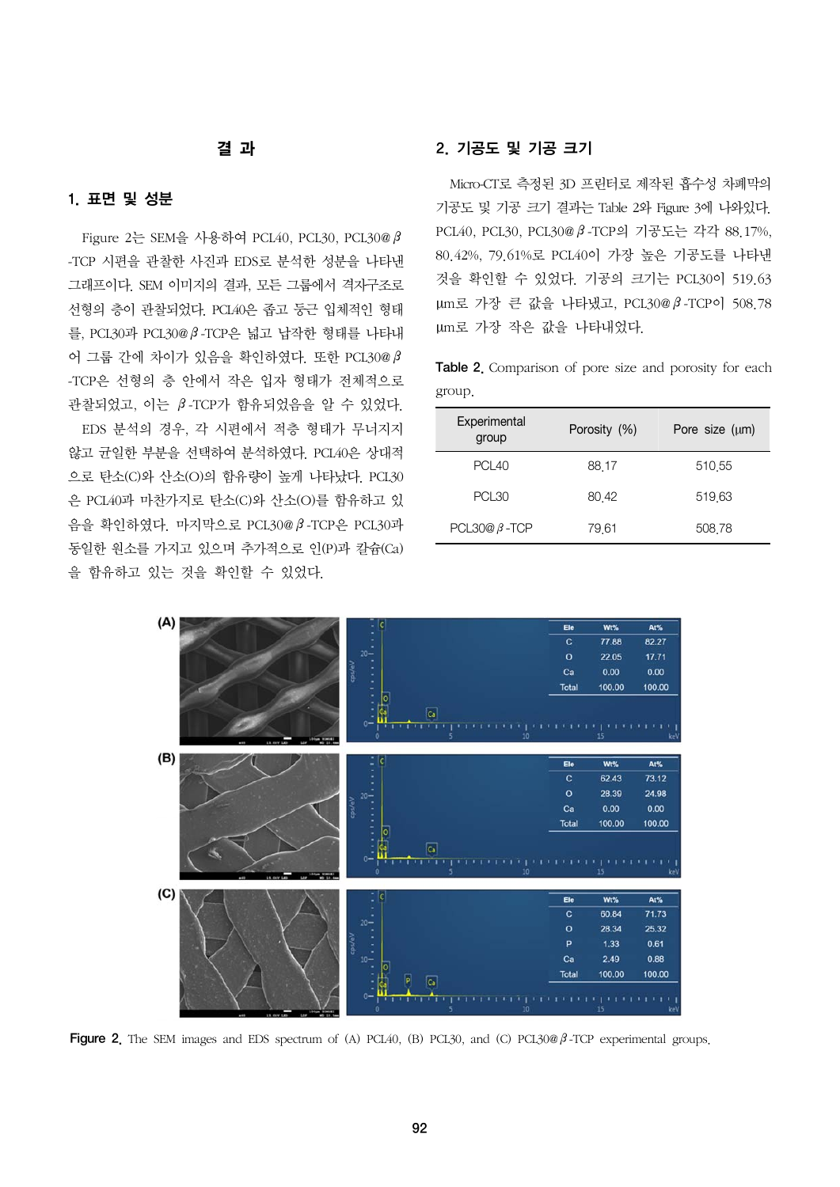# 결 과

## 1. 표면 및 성분

Figure 2는 SEM을 사용하여 PCL40, PCL30, PCL30@β-TCP 시편을 관찰한 사진과 EDS로 분석한 성분을 나타낸 그래프이다. SEM 이미지의 결과, 모든 그룹에서 격자구조로 선형의 층이 관찰되었다. PCL40은 좁고 둥근 입체적인 형태를, PCL30과 PCL30@β-TCP은 넓고 납작한 형태를 나타내어 그룹 간에 차이가 있음을 확인하였다. 또한 PCL30@β-TCP은 선형의 층 안에서 작은 입자 형태가 전체적으로 관찰되었고, 이는 β-TCP가 함유되었음을 알 수 있었다.

EDS 분석의 경우, 각 시편에서 적층 형태가 무너지지 않고 균일한 부분을 선택하여 분석하였다. PCL40은 상대적으로 탄소(C)와 산소(O)의 함유량이 높게 나타났다. PCL30은 PCL40과 마찬가지로 탄소(C)와 산소(O)를 함유하고 있음을 확인하였다. 마지막으로 PCL30@β-TCP은 PCL30과 동일한 원소를 가지고 있으며 추가적으로 인(P)과 칼슘(Ca)을 함유하고 있는 것을 확인할 수 있었다.

## 2. 기공도 및 기공 크기

Micro-CT로 측정된 3D 프린터로 제작된 흡수성 차폐막의 기공도 및 기공 크기 결과는 Table 2와 Figure 3에 나와있다. PCL40, PCL30, PCL30@β-TCP의 기공도는 각각 88.17%, 80.42%, 79.61%로 PCL40이 가장 높은 기공도를 나타낸 것을 확인할 수 있었다. 기공의 크기는 PCL30이 519.63 μm로 가장 큰 값을 나타냈고, PCL30@β-TCP이 508.78 μm로 가장 작은 값을 나타내었다.

**Table 2.** Comparison of pore size and porosity for each group.

| Experimental group | Porosity (%) | Pore size (μm) |
|---|---|---|
| PCL40 | 88.17 | 510.55 |
| PCL30 | 80.42 | 519.63 |
| PCL30@β-TCP | 79.61 | 508.78 |

**Figure 2.** The SEM images and EDS spectrum of (A) PCL40, (B) PCL30, and (C) PCL30@β-TCP experimental groups.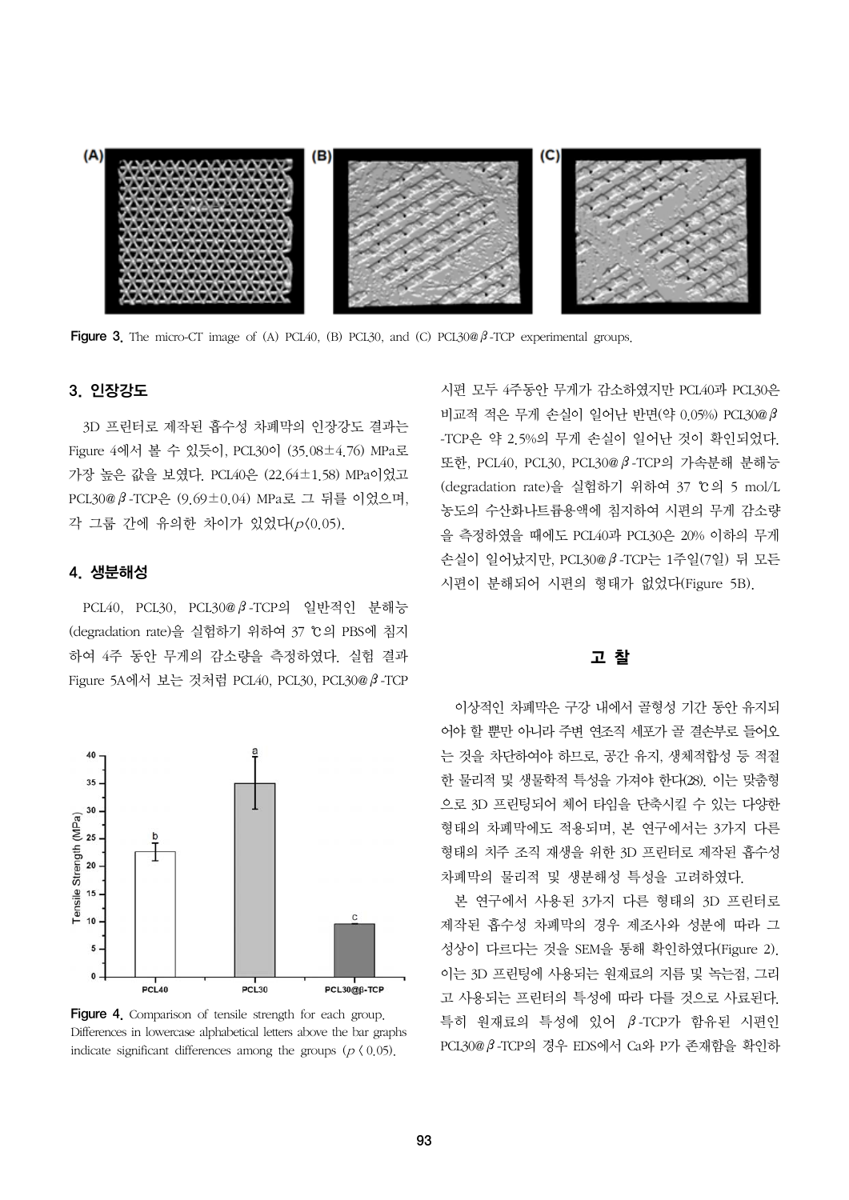Figure 3. The micro-CT image of (A) PCL40, (B) PCL30, and (C) PCL30@β-TCP experimental groups.

### 3. 인장강도

3D 프린터로 제작된 흡수성 차폐막의 인장강도 결과는 Figure 4에서 볼 수 있듯이, PCL30이 (35.08±4.76) MPa로 가장 높은 값을 보였다. PCL40은 (22.64±1.58) MPa이었고 PCL30@β-TCP은 (9.69±0.04) MPa로 그 뒤를 이었으며, 각 그룹 간에 유의한 차이가 있었다($p<0.05$).

### 4. 생분해성

PCL40, PCL30, PCL30@β-TCP의 일반적인 분해능(degradation rate)을 실험하기 위하여 37 ℃의 PBS에 침지하여 4주 동안 무게의 감소량을 측정하였다. 실험 결과 Figure 5A에서 보는 것처럼 PCL40, PCL30, PCL30@β-TCP 시편 모두 4주동안 무게가 감소하였지만 PCL40과 PCL30은 비교적 적은 무게 손실이 일어난 반면(약 0.05%) PCL30@β-TCP은 약 2.5%의 무게 손실이 일어난 것이 확인되었다. 또한, PCL40, PCL30, PCL30@β-TCP의 가속분해 분해능(degradation rate)을 실험하기 위하여 37 ℃의 5 mol/L 농도의 수산화나트륨용액에 침지하여 시편의 무게 감소량을 측정하였을 때에도 PCL40과 PCL30은 20% 이하의 무게 손실이 일어났지만, PCL30@β-TCP는 1주일(7일) 뒤 모든 시편이 분해되어 시편의 형태가 없었다(Figure 5B).

Figure 4. Comparison of tensile strength for each group. Differences in lowercase alphabetical letters above the bar graphs indicate significant differences among the groups ($p < 0.05$).

## 고 찰

이상적인 차폐막은 구강 내에서 골형성 기간 동안 유지되어야 할 뿐만 아니라 주변 연조직 세포가 골 결손부로 들어오는 것을 차단하여야 하므로, 공간 유지, 생체적합성 등 적절한 물리적 및 생물학적 특성을 가져야 한다(28). 이는 맞춤형으로 3D 프린팅되어 체어 타임을 단축시킬 수 있는 다양한 형태의 차폐막에도 적용되며, 본 연구에서는 3가지 다른 형태의 치주 조직 재생을 위한 3D 프린터로 제작된 흡수성 차폐막의 물리적 및 생분해성 특성을 고려하였다.

본 연구에서 사용된 3가지 다른 형태의 3D 프린터로 제작된 흡수성 차폐막의 경우 제조사와 성분에 따라 그 성상이 다르다는 것을 SEM을 통해 확인하였다(Figure 2). 이는 3D 프린팅에 사용되는 원재료의 지름 및 녹는점, 그리고 사용되는 프린터의 특성에 따라 다를 것으로 사료된다. 특히 원재료의 특성에 있어 β-TCP가 함유된 시편인 PCL30@β-TCP의 경우 EDS에서 Ca와 P가 존재함을 확인하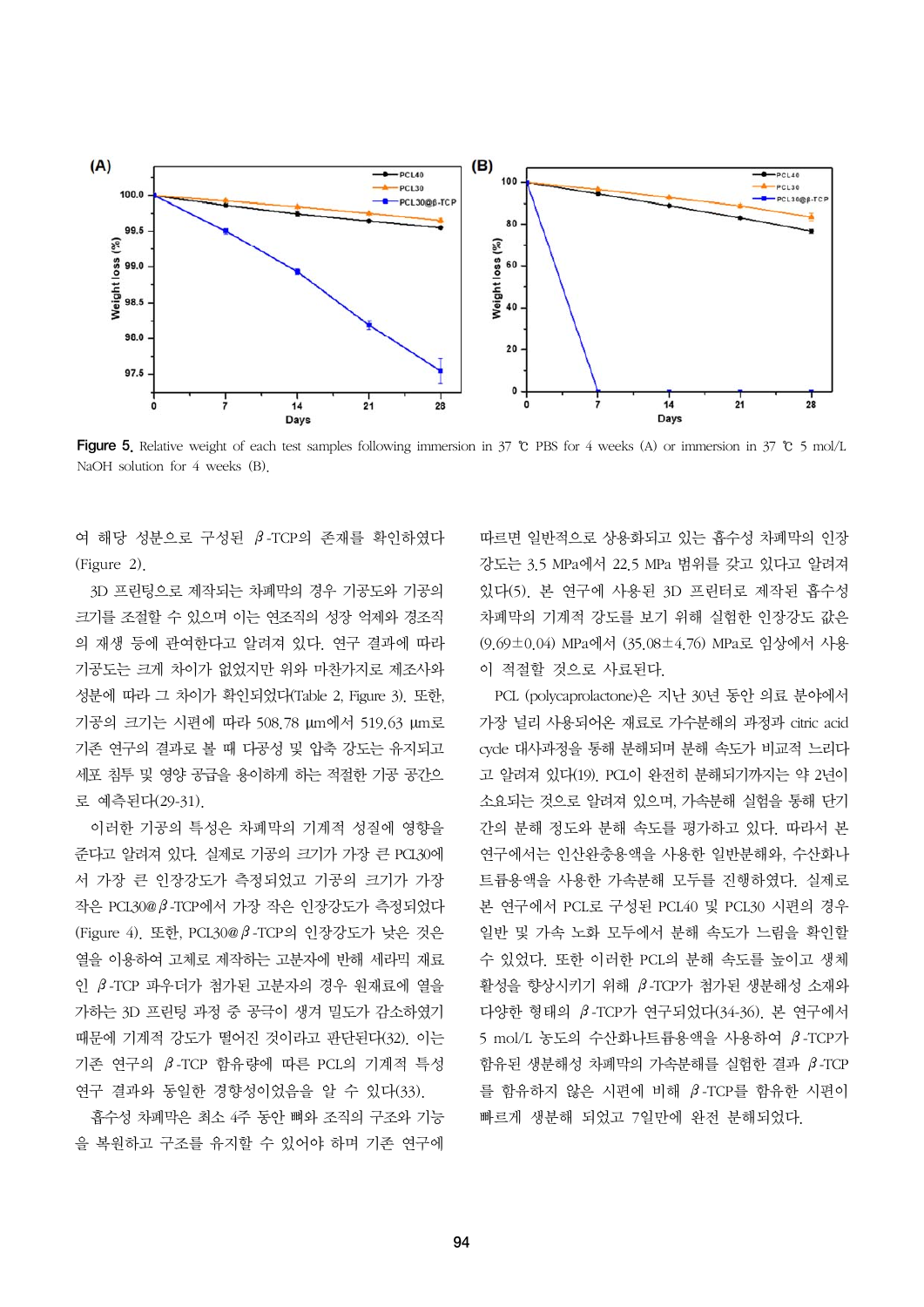**Figure 5.** Relative weight of each test samples following immersion in 37 ℃ PBS for 4 weeks (A) or immersion in 37 ℃ 5 mol/L NaOH solution for 4 weeks (B).

여 해당 성분으로 구성된 β-TCP의 존재를 확인하였다 (Figure 2).

3D 프린팅으로 제작되는 차폐막의 경우 기공도와 기공의 크기를 조절할 수 있으며 이는 연조직의 성장 억제와 경조직의 재생 등에 관여한다고 알려져 있다. 연구 결과에 따라 기공도는 크게 차이가 없었지만 위와 마찬가지로 제조사와 성분에 따라 그 차이가 확인되었다(Table 2, Figure 3). 또한, 기공의 크기는 시편에 따라 508.78 μm에서 519.63 μm로 기존 연구의 결과로 볼 때 다공성 및 압축 강도는 유지되고 세포 침투 및 영양 공급을 용이하게 하는 적절한 기공 공간으로 예측된다(29-31).

이러한 기공의 특성은 차폐막의 기계적 성질에 영향을 준다고 알려져 있다. 실제로 기공의 크기가 가장 큰 PCL30에서 가장 큰 인장강도가 측정되었고 기공의 크기가 가장 작은 PCL30@β-TCP에서 가장 작은 인장강도가 측정되었다 (Figure 4). 또한, PCL30@β-TCP의 인장강도가 낮은 것은 열을 이용하여 고체로 제작하는 고분자에 반해 세라믹 재료인 β-TCP 파우더가 첨가된 고분자의 경우 원재료에 열을 가하는 3D 프린팅 과정 중 공극이 생겨 밀도가 감소하였기 때문에 기계적 강도가 떨어진 것이라고 판단된다(32). 이는 기존 연구의 β-TCP 함유량에 따른 PCL의 기계적 특성 연구 결과와 동일한 경향성이었음을 알 수 있다(33).

흡수성 차폐막은 최소 4주 동안 뼈와 조직의 구조와 기능을 복원하고 구조를 유지할 수 있어야 하며 기존 연구에 따르면 일반적으로 상용화되고 있는 흡수성 차폐막의 인장강도는 3.5 MPa에서 22.5 MPa 범위를 갖고 있다고 알려져 있다(5). 본 연구에 사용된 3D 프린터로 제작된 흡수성 차폐막의 기계적 강도를 보기 위해 실험한 인장강도 값은 (9.69±0.04) MPa에서 (35.08±4.76) MPa로 임상에서 사용이 적절할 것으로 사료된다.

PCL (polycaprolactone)은 지난 30년 동안 의료 분야에서 가장 널리 사용되어온 재료로 가수분해의 과정과 citric acid cycle 대사과정을 통해 분해되며 분해 속도가 비교적 느리다고 알려져 있다(19). PCL이 완전히 분해되기까지는 약 2년이 소요되는 것으로 알려져 있으며, 가속분해 실험을 통해 단기간의 분해 정도와 분해 속도를 평가하고 있다. 따라서 본 연구에서는 인산완충용액을 사용한 일반분해와, 수산화나트륨용액을 사용한 가속분해 모두를 진행하였다. 실제로 본 연구에서 PCL로 구성된 PCL40 및 PCL30 시편의 경우 일반 및 가속 노화 모두에서 분해 속도가 느림을 확인할 수 있었다. 또한 이러한 PCL의 분해 속도를 높이고 생체 활성을 향상시키기 위해 β-TCP가 첨가된 생분해성 소재와 다양한 형태의 β-TCP가 연구되었다(34-36). 본 연구에서 5 mol/L 농도의 수산화나트륨용액을 사용하여 β-TCP가 함유된 생분해성 차폐막의 가속분해를 실험한 결과 β-TCP를 함유하지 않은 시편에 비해 β-TCP를 함유한 시편이 빠르게 생분해 되었고 7일만에 완전 분해되었다.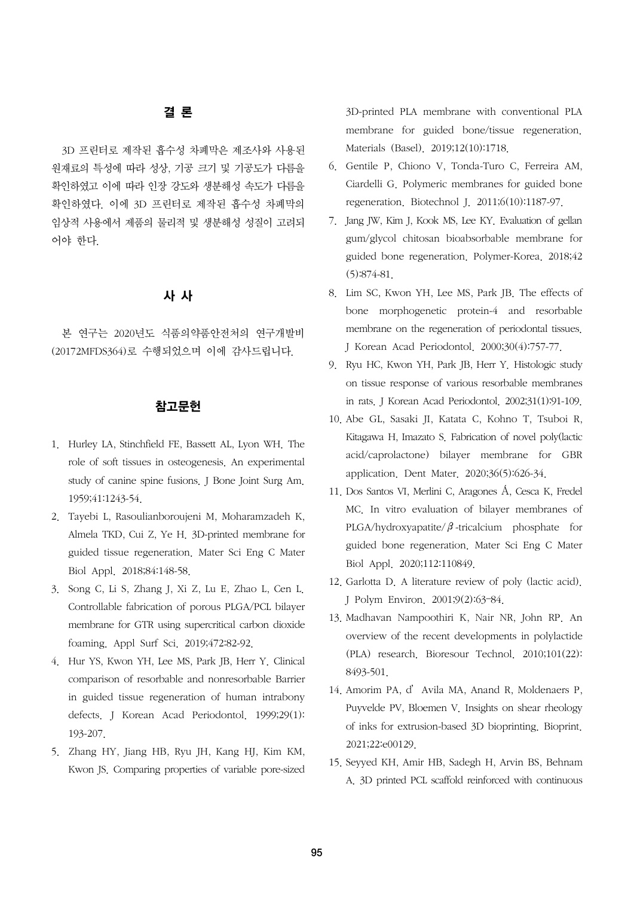## 결 론

3D 프린터로 제작된 흡수성 차폐막은 제조사와 사용된 원재료의 특성에 따라 성상, 기공 크기 및 기공도가 다름을 확인하였고 이에 따라 인장 강도와 생분해성 속도가 다름을 확인하였다. 이에 3D 프린터로 제작된 흡수성 차폐막의 임상적 사용에서 제품의 물리적 및 생분해성 성질이 고려되어야 한다.

## 사 사

본 연구는 2020년도 식품의약품안전처의 연구개발비 (20172MFDS364)로 수행되었으며 이에 감사드립니다.

## 참고문헌

1. Hurley LA, Stinchfield FE, Bassett AL, Lyon WH. The role of soft tissues in osteogenesis. An experimental study of canine spine fusions. J Bone Joint Surg Am. 1959;41:1243-54.
2. Tayebi L, Rasoulianboroujeni M, Moharamzadeh K, Almela TKD, Cui Z, Ye H. 3D-printed membrane for guided tissue regeneration. Mater Sci Eng C Mater Biol Appl. 2018;84:148-58.
3. Song C, Li S, Zhang J, Xi Z, Lu E, Zhao L, Cen L. Controllable fabrication of porous PLGA/PCL bilayer membrane for GTR using supercritical carbon dioxide foaming. Appl Surf Sci. 2019;472:82-92.
4. Hur YS, Kwon YH, Lee MS, Park JB, Herr Y. Clinical comparison of resorbable and nonresorbable Barrier in guided tissue regeneration of human intrabony defects. J Korean Acad Periodontol. 1999;29(1):193-207.
5. Zhang HY, Jiang HB, Ryu JH, Kang HJ, Kim KM, Kwon JS. Comparing properties of variable pore-sized 3D-printed PLA membrane with conventional PLA membrane for guided bone/tissue regeneration. Materials (Basel). 2019;12(10):1718.
6. Gentile P, Chiono V, Tonda-Turo C, Ferreira AM, Ciardelli G. Polymeric membranes for guided bone regeneration. Biotechnol J. 2011;6(10):1187-97.
7. Jang JW, Kim J, Kook MS, Lee KY. Evaluation of gellan gum/glycol chitosan bioabsorbable membrane for guided bone regeneration. Polymer-Korea. 2018;42(5):874-81.
8. Lim SC, Kwon YH, Lee MS, Park JB. The effects of bone morphogenetic protein-4 and resorbable membrane on the regeneration of periodontal tissues. J Korean Acad Periodontol. 2000;30(4):757-77.
9. Ryu HC, Kwon YH, Park JB, Herr Y. Histologic study on tissue response of various resorbable membranes in rats. J Korean Acad Periodontol. 2002;31(1):91-109.
10. Abe GL, Sasaki JI, Katata C, Kohno T, Tsuboi R, Kitagawa H, Imazato S. Fabrication of novel poly(lactic acid/caprolactone) bilayer membrane for GBR application. Dent Mater. 2020;36(5):626-34.
11. Dos Santos VI, Merlini C, Aragones Á, Cesca K, Fredel MC. In vitro evaluation of bilayer membranes of PLGA/hydroxyapatite/$\beta$-tricalcium phosphate for guided bone regeneration. Mater Sci Eng C Mater Biol Appl. 2020;112:110849.
12. Garlotta D. A literature review of poly (lactic acid). J Polym Environ. 2001;9(2):63–84.
13. Madhavan Nampoothiri K, Nair NR, John RP. An overview of the recent developments in polylactide (PLA) research. Bioresour Technol. 2010;101(22):8493-501.
14. Amorim PA, d' Avila MA, Anand R, Moldenaers P, Puyvelde PV, Bloemen V. Insights on shear rheology of inks for extrusion-based 3D bioprinting. Bioprint. 2021;22:e00129.
15. Seyyed KH, Amir HB, Sadegh H, Arvin BS, Behnam A. 3D printed PCL scaffold reinforced with continuous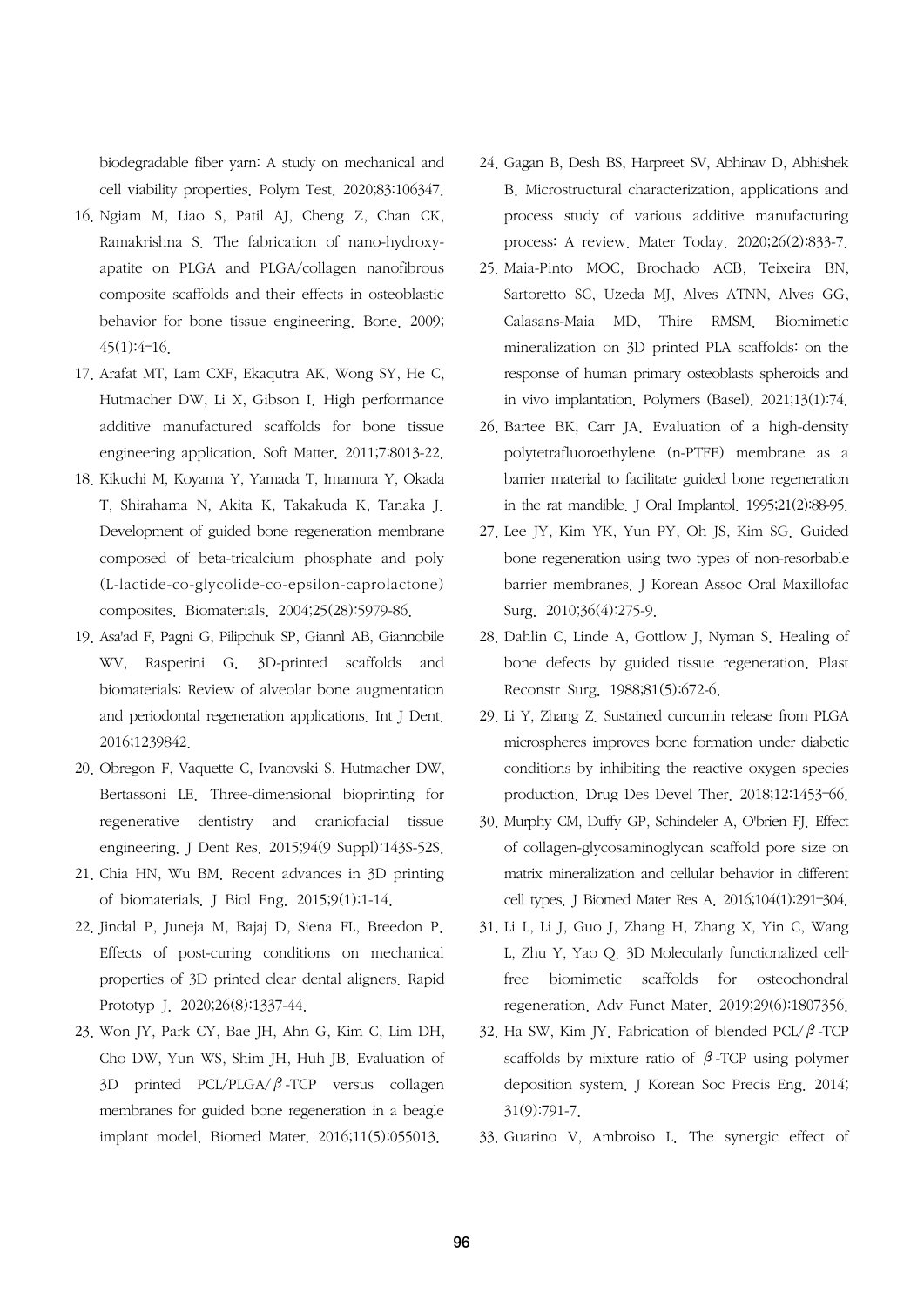biodegradable fiber yarn: A study on mechanical and cell viability properties. Polym Test. 2020;83:106347.

16. Ngiam M, Liao S, Patil AJ, Cheng Z, Chan CK, Ramakrishna S. The fabrication of nano-hydroxyapatite on PLGA and PLGA/collagen nanofibrous composite scaffolds and their effects in osteoblastic behavior for bone tissue engineering. Bone. 2009;45(1):4-16.
17. Arafat MT, Lam CXF, Ekaqutra AK, Wong SY, He C, Hutmacher DW, Li X, Gibson I. High performance additive manufactured scaffolds for bone tissue engineering application. Soft Matter. 2011;7:8013-22.
18. Kikuchi M, Koyama Y, Yamada T, Imamura Y, Okada T, Shirahama N, Akita K, Takakuda K, Tanaka J. Development of guided bone regeneration membrane composed of beta-tricalcium phosphate and poly (L-lactide-co-glycolide-co-epsilon-caprolactone) composites. Biomaterials. 2004;25(28):5979-86.
19. Asa'ad F, Pagni G, Pilipchuk SP, Giannì AB, Giannobile WV, Rasperini G. 3D-printed scaffolds and biomaterials: Review of alveolar bone augmentation and periodontal regeneration applications. Int J Dent. 2016;1239842.
20. Obregon F, Vaquette C, Ivanovski S, Hutmacher DW, Bertassoni LE. Three-dimensional bioprinting for regenerative dentistry and craniofacial tissue engineering. J Dent Res. 2015;94(9 Suppl):143S-52S.
21. Chia HN, Wu BM. Recent advances in 3D printing of biomaterials. J Biol Eng. 2015;9(1):1-14.
22. Jindal P, Juneja M, Bajaj D, Siena FL, Breedon P. Effects of post-curing conditions on mechanical properties of 3D printed clear dental aligners. Rapid Prototyp J. 2020;26(8):1337-44.
23. Won JY, Park CY, Bae JH, Ahn G, Kim C, Lim DH, Cho DW, Yun WS, Shim JH, Huh JB. Evaluation of 3D printed PCL/PLGA/$\beta$-TCP versus collagen membranes for guided bone regeneration in a beagle implant model. Biomed Mater. 2016;11(5):055013.
24. Gagan B, Desh BS, Harpreet SV, Abhinav D, Abhishek B. Microstructural characterization, applications and process study of various additive manufacturing process: A review. Mater Today. 2020;26(2):833-7.
25. Maia-Pinto MOC, Brochado ACB, Teixeira BN, Sartoretto SC, Uzeda MJ, Alves ATNN, Alves GG, Calasans-Maia MD, Thire RMSM. Biomimetic mineralization on 3D printed PLA scaffolds: on the response of human primary osteoblasts spheroids and in vivo implantation. Polymers (Basel). 2021;13(1):74.
26. Bartee BK, Carr JA. Evaluation of a high-density polytetrafluoroethylene (n-PTFE) membrane as a barrier material to facilitate guided bone regeneration in the rat mandible. J Oral Implantol. 1995;21(2):88-95.
27. Lee JY, Kim YK, Yun PY, Oh JS, Kim SG. Guided bone regeneration using two types of non-resorbable barrier membranes. J Korean Assoc Oral Maxillofac Surg. 2010;36(4):275-9.
28. Dahlin C, Linde A, Gottlow J, Nyman S. Healing of bone defects by guided tissue regeneration. Plast Reconstr Surg. 1988;81(5):672-6.
29. Li Y, Zhang Z. Sustained curcumin release from PLGA microspheres improves bone formation under diabetic conditions by inhibiting the reactive oxygen species production. Drug Des Devel Ther. 2018;12:1453-66.
30. Murphy CM, Duffy GP, Schindeler A, O'brien FJ. Effect of collagen-glycosaminoglycan scaffold pore size on matrix mineralization and cellular behavior in different cell types. J Biomed Mater Res A. 2016;104(1):291-304.
31. Li L, Li J, Guo J, Zhang H, Zhang X, Yin C, Wang L, Zhu Y, Yao Q. 3D Molecularly functionalized cell-free biomimetic scaffolds for osteochondral regeneration. Adv Funct Mater. 2019;29(6):1807356.
32. Ha SW, Kim JY. Fabrication of blended PCL/$\beta$-TCP scaffolds by mixture ratio of $\beta$-TCP using polymer deposition system. J Korean Soc Precis Eng. 2014;31(9):791-7.
33. Guarino V, Ambroiso L. The synergic effect of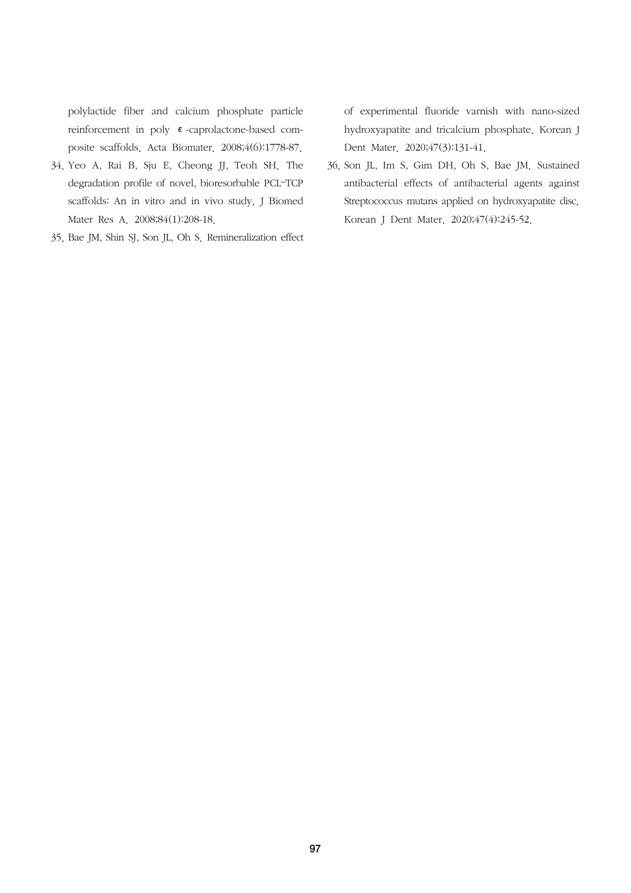polylactide fiber and calcium phosphate particle reinforcement in poly ε-caprolactone-based composite scaffolds. Acta Biomater. 2008;4(6):1778-87.

34. Yeo A, Rai B, Sju E, Cheong JJ, Teoh SH. The degradation profile of novel, bioresorbable PCL–TCP scaffolds: An in vitro and in vivo study. J Biomed Mater Res A. 2008;84(1):208-18.
35. Bae JM, Shin SJ, Son JL, Oh S. Remineralization effect of experimental fluoride varnish with nano-sized hydroxyapatite and tricalcium phosphate. Korean J Dent Mater. 2020;47(3):131-41.
36. Son JL, Im S, Gim DH, Oh S, Bae JM. Sustained antibacterial effects of antibacterial agents against Streptococcus mutans applied on hydroxyapatite disc. Korean J Dent Mater. 2020;47(4):245-52.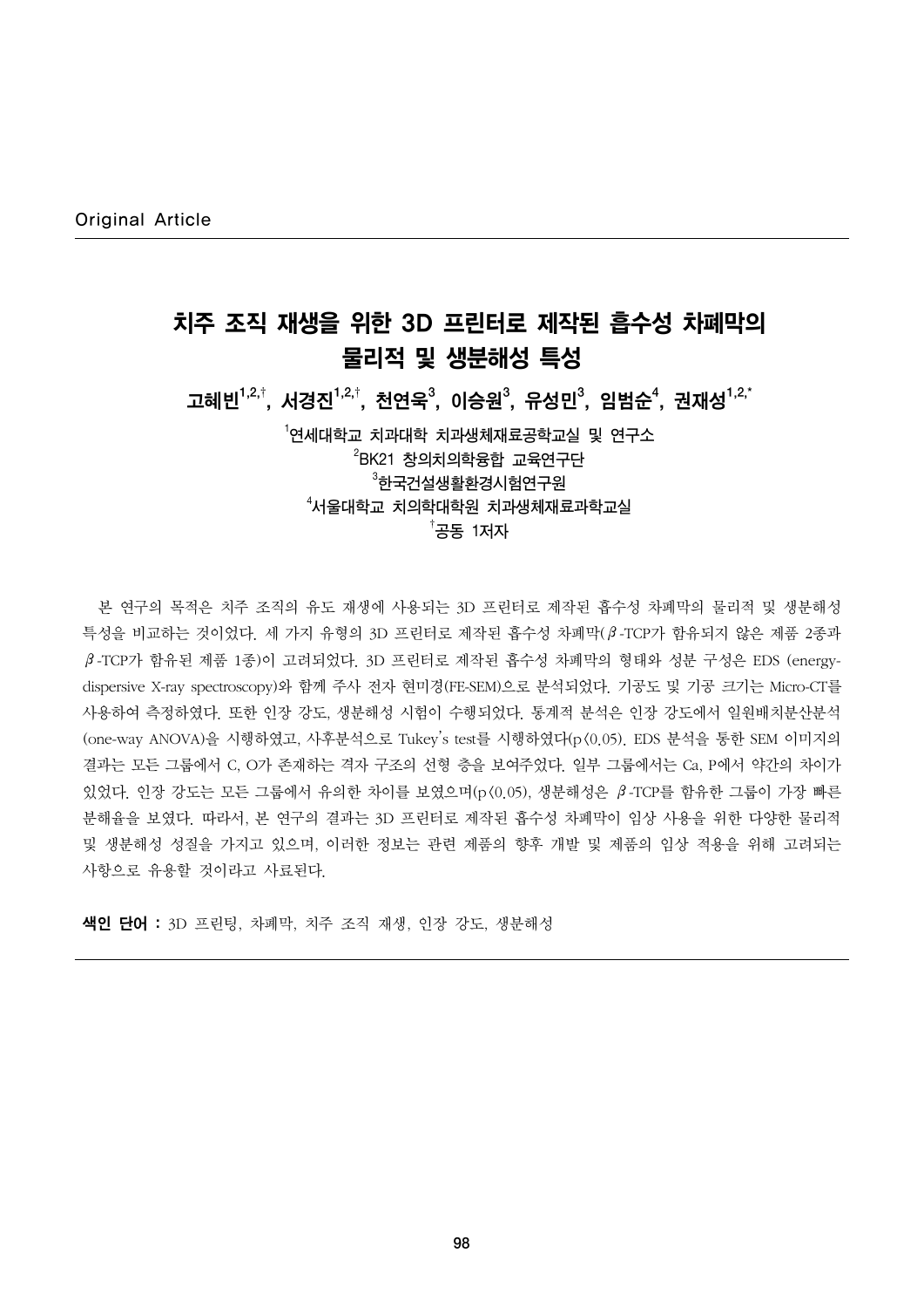Original Article

# 치주 조직 재생을 위한 3D 프린터로 제작된 흡수성 차폐막의 물리적 및 생분해성 특성

**고혜빈[1,2,†], 서경진[1,2,†], 천연욱[3], 이승원[3], 유성민[3], 임범순[4], 권재성[1,2,*]**

[1]연세대학교 치과대학 치과생체재료공학교실 및 연구소
[2]BK21 창의치의학융합 교육연구단
[3]한국건설생활환경시험연구원
[4]서울대학교 치의학대학원 치과생체재료과학교실
[†]공동 1저자

본 연구의 목적은 치주 조직의 유도 재생에 사용되는 3D 프린터로 제작된 흡수성 차폐막의 물리적 및 생분해성 특성을 비교하는 것이었다. 세 가지 유형의 3D 프린터로 제작된 흡수성 차폐막($\beta$-TCP가 함유되지 않은 제품 2종과 $\beta$-TCP가 함유된 제품 1종)이 고려되었다. 3D 프린터로 제작된 흡수성 차폐막의 형태와 성분 구성은 EDS (energy-dispersive X-ray spectroscopy)와 함께 주사 전자 현미경(FE-SEM)으로 분석되었다. 기공도 및 기공 크기는 Micro-CT를 사용하여 측정하였다. 또한 인장 강도, 생분해성 시험이 수행되었다. 통계적 분석은 인장 강도에서 일원배치분산분석(one-way ANOVA)을 시행하였고, 사후분석으로 Tukey's test를 시행하였다($p<0.05$). EDS 분석을 통한 SEM 이미지의 결과는 모든 그룹에서 C, O가 존재하는 격자 구조의 선형 층을 보여주었다. 일부 그룹에서는 Ca, P에서 약간의 차이가 있었다. 인장 강도는 모든 그룹에서 유의한 차이를 보였으며($p<0.05$), 생분해성은 $\beta$-TCP를 함유한 그룹이 가장 빠른 분해율을 보였다. 따라서, 본 연구의 결과는 3D 프린터로 제작된 흡수성 차폐막이 임상 사용을 위한 다양한 물리적 및 생분해성 성질을 가지고 있으며, 이러한 정보는 관련 제품의 향후 개발 및 제품의 임상 적용을 위해 고려되는 사항으로 유용할 것이라고 사료된다.

**색인 단어 :** 3D 프린팅, 차폐막, 치주 조직 재생, 인장 강도, 생분해성